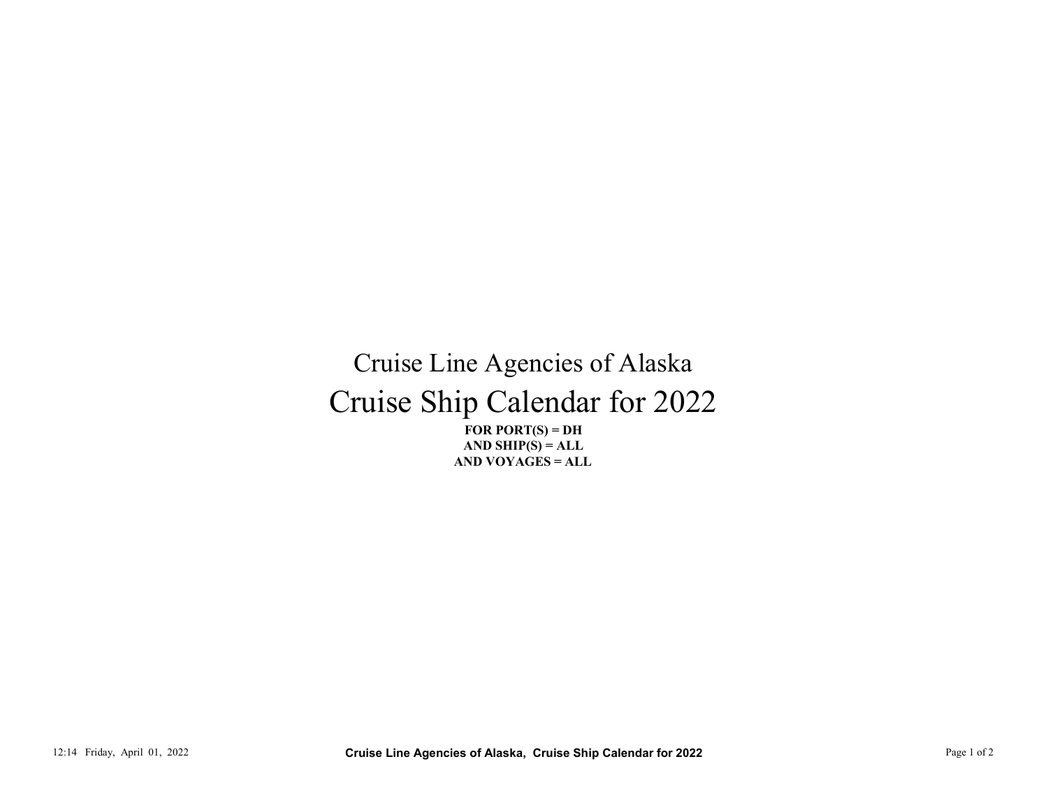# Cruise Line Agencies of Alaska

# Cruise Ship Calendar for 2022

**FOR PORT(S) = DH**
**AND SHIP(S) = ALL**
**AND VOYAGES = ALL**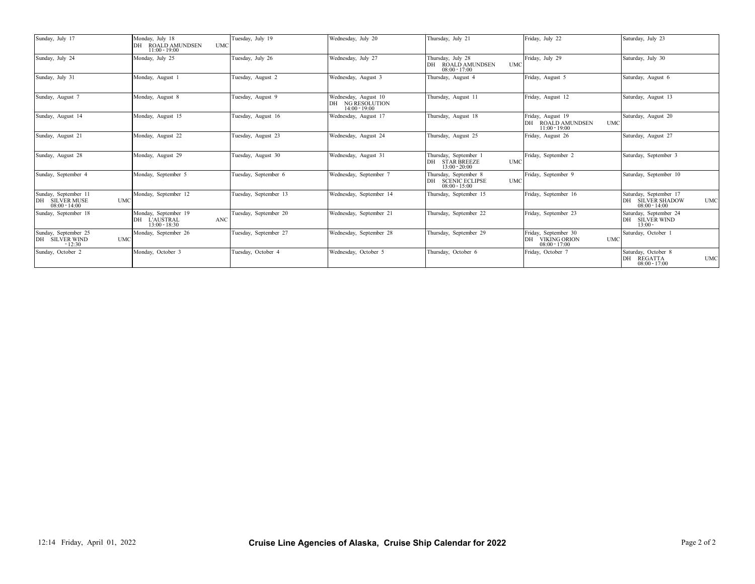| | | | | | | |
|---|---|---|---|---|---|---|
| Sunday, July 17 | Monday, July 18<br>DH ROALD AMUNDSEN UMC<br>11:00 - 19:00 | Tuesday, July 19 | Wednesday, July 20 | Thursday, July 21 | Friday, July 22 | Saturday, July 23 |
| Sunday, July 24 | Monday, July 25 | Tuesday, July 26 | Wednesday, July 27 | Thursday, July 28<br>DH ROALD AMUNDSEN UMC<br>08:00 - 17:00 | Friday, July 29 | Saturday, July 30 |
| Sunday, July 31 | Monday, August 1 | Tuesday, August 2 | Wednesday, August 3 | Thursday, August 4 | Friday, August 5 | Saturday, August 6 |
| Sunday, August 7 | Monday, August 8 | Tuesday, August 9 | Wednesday, August 10<br>DH NG RESOLUTION<br>14:00 - 19:00 | Thursday, August 11 | Friday, August 12 | Saturday, August 13 |
| Sunday, August 14 | Monday, August 15 | Tuesday, August 16 | Wednesday, August 17 | Thursday, August 18 | Friday, August 19<br>DH ROALD AMUNDSEN UMC<br>11:00 - 19:00 | Saturday, August 20 |
| Sunday, August 21 | Monday, August 22 | Tuesday, August 23 | Wednesday, August 24 | Thursday, August 25 | Friday, August 26 | Saturday, August 27 |
| Sunday, August 28 | Monday, August 29 | Tuesday, August 30 | Wednesday, August 31 | Thursday, September 1<br>DH STAR BREEZE UMC<br>13:00 - 20:00 | Friday, September 2 | Saturday, September 3 |
| Sunday, September 4 | Monday, September 5 | Tuesday, September 6 | Wednesday, September 7 | Thursday, September 8<br>DH SCENIC ECLIPSE UMC<br>08:00 - 15:00 | Friday, September 9 | Saturday, September 10 |
| Sunday, September 11<br>DH SILVER MUSE UMC<br>08:00 - 14:00 | Monday, September 12 | Tuesday, September 13 | Wednesday, September 14 | Thursday, September 15 | Friday, September 16 | Saturday, September 17<br>DH SILVER SHADOW UMC<br>08:00 - 14:00 |
| Sunday, September 18 | Monday, September 19<br>DH L'AUSTRAL ANC<br>13:00 - 18:30 | Tuesday, September 20 | Wednesday, September 21 | Thursday, September 22 | Friday, September 23 | Saturday, September 24<br>DH SILVER WIND<br>13:00 - |
| Sunday, September 25<br>DH SILVER WIND UMC<br>- 12:30 | Monday, September 26 | Tuesday, September 27 | Wednesday, September 28 | Thursday, September 29 | Friday, September 30<br>DH VIKING ORION UMC<br>08:00 - 17:00 | Saturday, October 1 |
| Sunday, October 2 | Monday, October 3 | Tuesday, October 4 | Wednesday, October 5 | Thursday, October 6 | Friday, October 7 | Saturday, October 8<br>DH REGATTA UMC<br>08:00 - 17:00 |